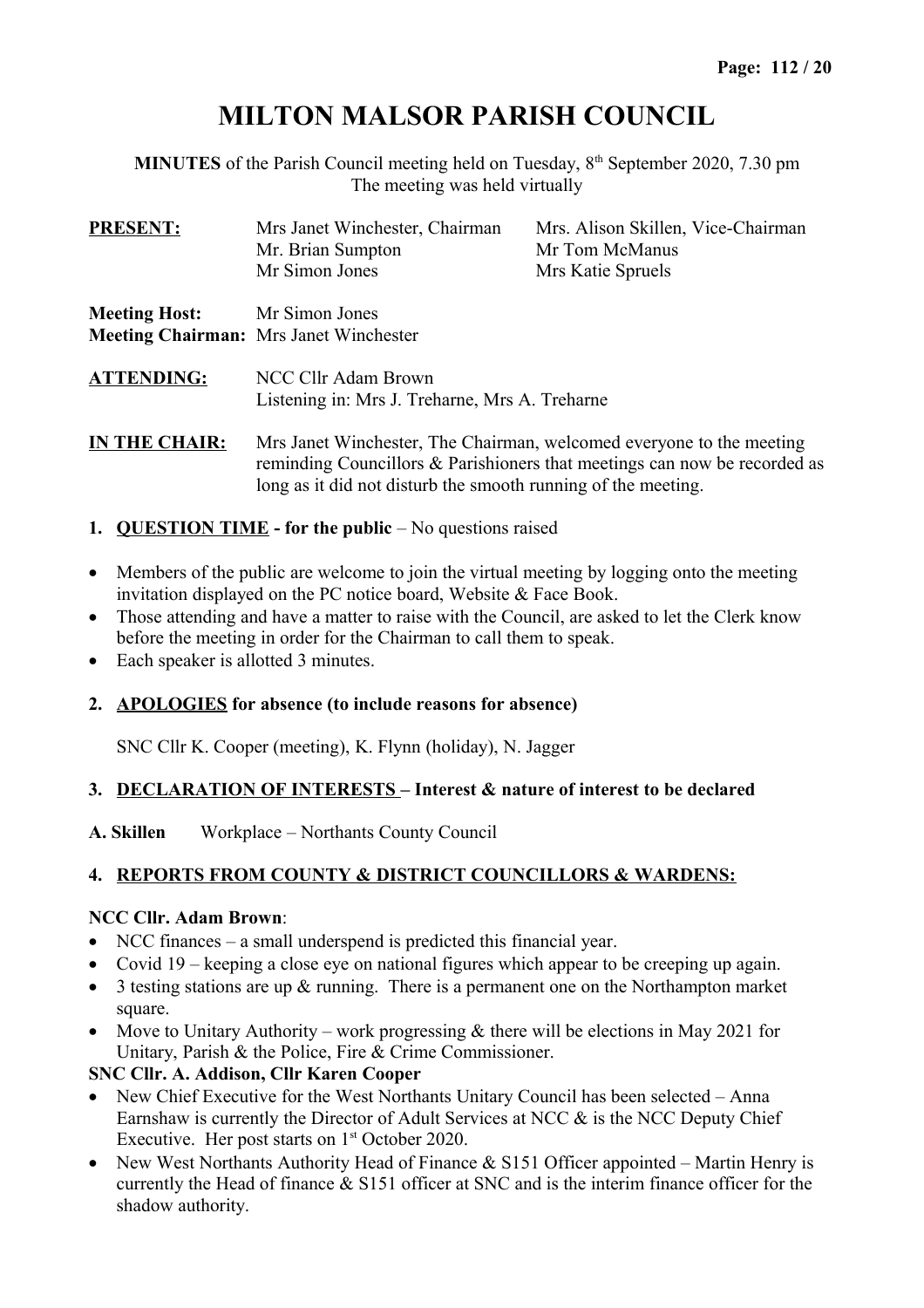# MILTON MALSOR PARISH COUNCIL

**MINUTES** of the Parish Council meeting held on Tuesday, 8th September 2020, 7.30 pm
The meeting was held virtually

| **PRESENT:** | Mrs Janet Winchester, Chairman | Mrs. Alison Skillen, Vice-Chairman |
|---|---|---|
| | Mr. Brian Sumpton | Mr Tom McManus |
| | Mr Simon Jones | Mrs Katie Spruels |

**Meeting Host:** Mr Simon Jones
**Meeting Chairman:** Mrs Janet Winchester

**ATTENDING:** NCC Cllr Adam Brown
Listening in: Mrs J. Treharne, Mrs A. Treharne

**IN THE CHAIR:** Mrs Janet Winchester, The Chairman, welcomed everyone to the meeting reminding Councillors & Parishioners that meetings can now be recorded as long as it did not disturb the smooth running of the meeting.

1. **QUESTION TIME - for the public** – No questions raised

- Members of the public are welcome to join the virtual meeting by logging onto the meeting invitation displayed on the PC notice board, Website & Face Book.
- Those attending and have a matter to raise with the Council, are asked to let the Clerk know before the meeting in order for the Chairman to call them to speak.
- Each speaker is allotted 3 minutes.

2. **APOLOGIES for absence (to include reasons for absence)**

SNC Cllr K. Cooper (meeting), K. Flynn (holiday), N. Jagger

3. **DECLARATION OF INTERESTS – Interest & nature of interest to be declared**

**A. Skillen** Workplace – Northants County Council

4. **REPORTS FROM COUNTY & DISTRICT COUNCILLORS & WARDENS:**

**NCC Cllr. Adam Brown**:

- NCC finances – a small underspend is predicted this financial year.
- Covid 19 – keeping a close eye on national figures which appear to be creeping up again.
- 3 testing stations are up & running. There is a permanent one on the Northampton market square.
- Move to Unitary Authority – work progressing & there will be elections in May 2021 for Unitary, Parish & the Police, Fire & Crime Commissioner.

**SNC Cllr. A. Addison, Cllr Karen Cooper**

- New Chief Executive for the West Northants Unitary Council has been selected – Anna Earnshaw is currently the Director of Adult Services at NCC & is the NCC Deputy Chief Executive. Her post starts on 1st October 2020.
- New West Northants Authority Head of Finance & S151 Officer appointed – Martin Henry is currently the Head of finance & S151 officer at SNC and is the interim finance officer for the shadow authority.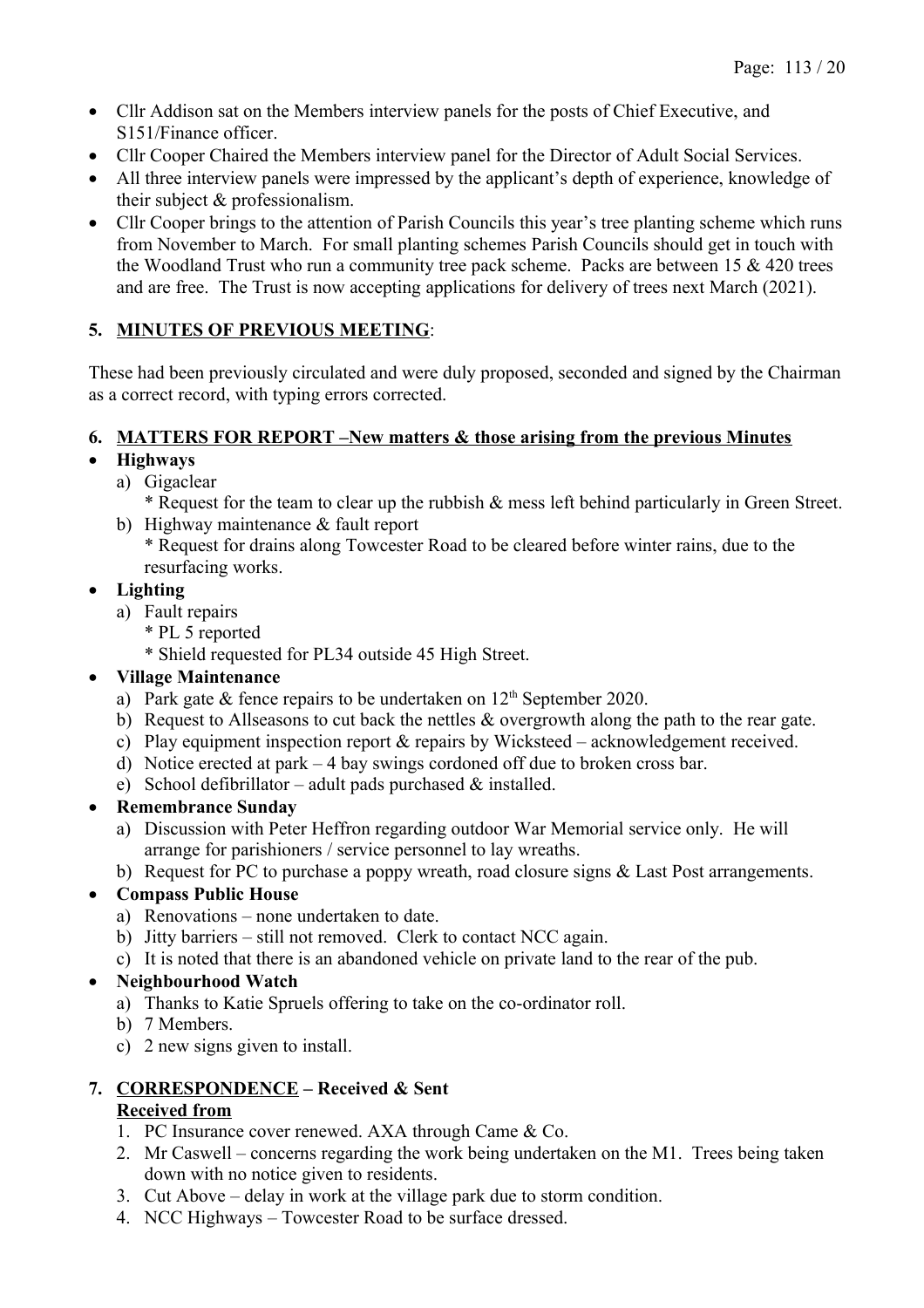- Cllr Addison sat on the Members interview panels for the posts of Chief Executive, and S151/Finance officer.
- Cllr Cooper Chaired the Members interview panel for the Director of Adult Social Services.
- All three interview panels were impressed by the applicant's depth of experience, knowledge of their subject & professionalism.
- Cllr Cooper brings to the attention of Parish Councils this year's tree planting scheme which runs from November to March. For small planting schemes Parish Councils should get in touch with the Woodland Trust who run a community tree pack scheme. Packs are between 15 & 420 trees and are free. The Trust is now accepting applications for delivery of trees next March (2021).

## 5. MINUTES OF PREVIOUS MEETING:

These had been previously circulated and were duly proposed, seconded and signed by the Chairman as a correct record, with typing errors corrected.

## 6. MATTERS FOR REPORT –New matters & those arising from the previous Minutes

- **Highways**
  a) Gigaclear
     * Request for the team to clear up the rubbish & mess left behind particularly in Green Street.
  b) Highway maintenance & fault report
     * Request for drains along Towcester Road to be cleared before winter rains, due to the resurfacing works.
- **Lighting**
  a) Fault repairs
     * PL 5 reported
     * Shield requested for PL34 outside 45 High Street.
- **Village Maintenance**
  a) Park gate & fence repairs to be undertaken on 12th September 2020.
  b) Request to Allseasons to cut back the nettles & overgrowth along the path to the rear gate.
  c) Play equipment inspection report & repairs by Wicksteed – acknowledgement received.
  d) Notice erected at park – 4 bay swings cordoned off due to broken cross bar.
  e) School defibrillator – adult pads purchased & installed.
- **Remembrance Sunday**
  a) Discussion with Peter Heffron regarding outdoor War Memorial service only. He will arrange for parishioners / service personnel to lay wreaths.
  b) Request for PC to purchase a poppy wreath, road closure signs & Last Post arrangements.
- **Compass Public House**
  a) Renovations – none undertaken to date.
  b) Jitty barriers – still not removed. Clerk to contact NCC again.
  c) It is noted that there is an abandoned vehicle on private land to the rear of the pub.
- **Neighbourhood Watch**
  a) Thanks to Katie Spruels offering to take on the co-ordinator roll.
  b) 7 Members.
  c) 2 new signs given to install.

## 7. CORRESPONDENCE – Received & Sent

**Received from**

1. PC Insurance cover renewed. AXA through Came & Co.
2. Mr Caswell – concerns regarding the work being undertaken on the M1. Trees being taken down with no notice given to residents.
3. Cut Above – delay in work at the village park due to storm condition.
4. NCC Highways – Towcester Road to be surface dressed.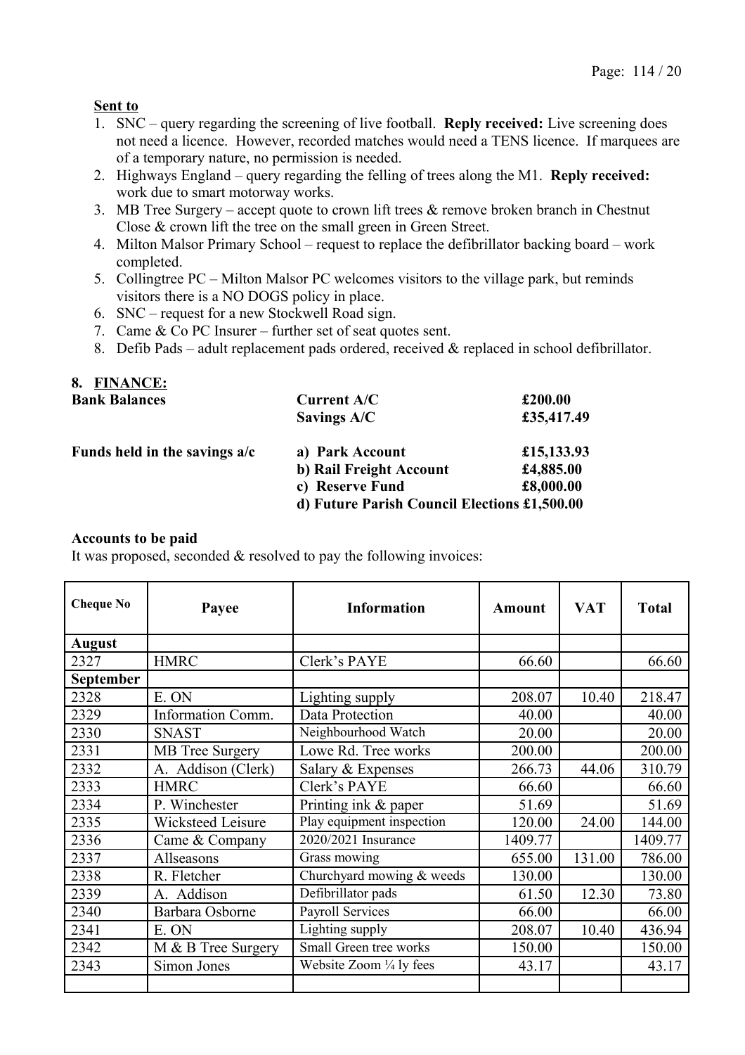**Sent to**

1. SNC – query regarding the screening of live football. **Reply received:** Live screening does not need a licence. However, recorded matches would need a TENS licence. If marquees are of a temporary nature, no permission is needed.
2. Highways England – query regarding the felling of trees along the M1. **Reply received:** work due to smart motorway works.
3. MB Tree Surgery – accept quote to crown lift trees & remove broken branch in Chestnut Close & crown lift the tree on the small green in Green Street.
4. Milton Malsor Primary School – request to replace the defibrillator backing board – work completed.
5. Collingtree PC – Milton Malsor PC welcomes visitors to the village park, but reminds visitors there is a NO DOGS policy in place.
6. SNC – request for a new Stockwell Road sign.
7. Came & Co PC Insurer – further set of seat quotes sent.
8. Defib Pads – adult replacement pads ordered, received & replaced in school defibrillator.

## 8. FINANCE:

| **Bank Balances** | **Current A/C** | **£200.00** |
|---|---|---|
| | **Savings A/C** | **£35,417.49** |
| **Funds held in the savings a/c** | **a) Park Account** | **£15,133.93** |
| | **b) Rail Freight Account** | **£4,885.00** |
| | **c) Reserve Fund** | **£8,000.00** |
| | **d) Future Parish Council Elections** | **£1,500.00** |

**Accounts to be paid**

It was proposed, seconded & resolved to pay the following invoices:

| Cheque No | Payee | Information | Amount | VAT | Total |
|---|---|---|---|---|---|
| **August** | | | | | |
| 2327 | HMRC | Clerk's PAYE | 66.60 | | 66.60 |
| **September** | | | | | |
| 2328 | E. ON | Lighting supply | 208.07 | 10.40 | 218.47 |
| 2329 | Information Comm. | Data Protection | 40.00 | | 40.00 |
| 2330 | SNAST | Neighbourhood Watch | 20.00 | | 20.00 |
| 2331 | MB Tree Surgery | Lowe Rd. Tree works | 200.00 | | 200.00 |
| 2332 | A. Addison (Clerk) | Salary & Expenses | 266.73 | 44.06 | 310.79 |
| 2333 | HMRC | Clerk's PAYE | 66.60 | | 66.60 |
| 2334 | P. Winchester | Printing ink & paper | 51.69 | | 51.69 |
| 2335 | Wicksteed Leisure | Play equipment inspection | 120.00 | 24.00 | 144.00 |
| 2336 | Came & Company | 2020/2021 Insurance | 1409.77 | | 1409.77 |
| 2337 | Allseasons | Grass mowing | 655.00 | 131.00 | 786.00 |
| 2338 | R. Fletcher | Churchyard mowing & weeds | 130.00 | | 130.00 |
| 2339 | A. Addison | Defibrillator pads | 61.50 | 12.30 | 73.80 |
| 2340 | Barbara Osborne | Payroll Services | 66.00 | | 66.00 |
| 2341 | E. ON | Lighting supply | 208.07 | 10.40 | 436.94 |
| 2342 | M & B Tree Surgery | Small Green tree works | 150.00 | | 150.00 |
| 2343 | Simon Jones | Website Zoom ¼ ly fees | 43.17 | | 43.17 |
| | | | | | |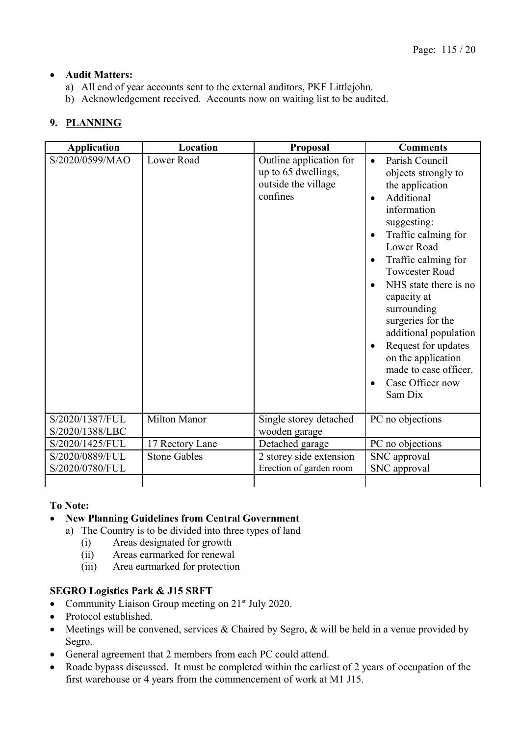- **Audit Matters:**
  a) All end of year accounts sent to the external auditors, PKF Littlejohn.
  b) Acknowledgement received. Accounts now on waiting list to be audited.

## 9. PLANNING

| Application | Location | Proposal | Comments |
|---|---|---|---|
| S/2020/0599/MAO | Lower Road | Outline application for up to 65 dwellings, outside the village confines | • Parish Council objects strongly to the application<br>• Additional information suggesting:<br>• Traffic calming for Lower Road<br>• Traffic calming for Towcester Road<br>• NHS state there is no capacity at surrounding surgeries for the additional population<br>• Request for updates on the application made to case officer.<br>• Case Officer now Sam Dix |
| S/2020/1387/FUL<br>S/2020/1388/LBC | Milton Manor | Single storey detached wooden garage | PC no objections |
| S/2020/1425/FUL | 17 Rectory Lane | Detached garage | PC no objections |
| S/2020/0889/FUL<br>S/2020/0780/FUL | Stone Gables | 2 storey side extension<br>Erection of garden room | SNC approval<br>SNC approval |
| | | | |

**To Note:**

- **New Planning Guidelines from Central Government**
  a) The Country is to be divided into three types of land
     (i) Areas designated for growth
     (ii) Areas earmarked for renewal
     (iii) Area earmarked for protection

**SEGRO Logistics Park & J15 SRFT**

- Community Liaison Group meeting on 21st July 2020.
- Protocol established.
- Meetings will be convened, services & Chaired by Segro, & will be held in a venue provided by Segro.
- General agreement that 2 members from each PC could attend.
- Roade bypass discussed. It must be completed within the earliest of 2 years of occupation of the first warehouse or 4 years from the commencement of work at M1 J15.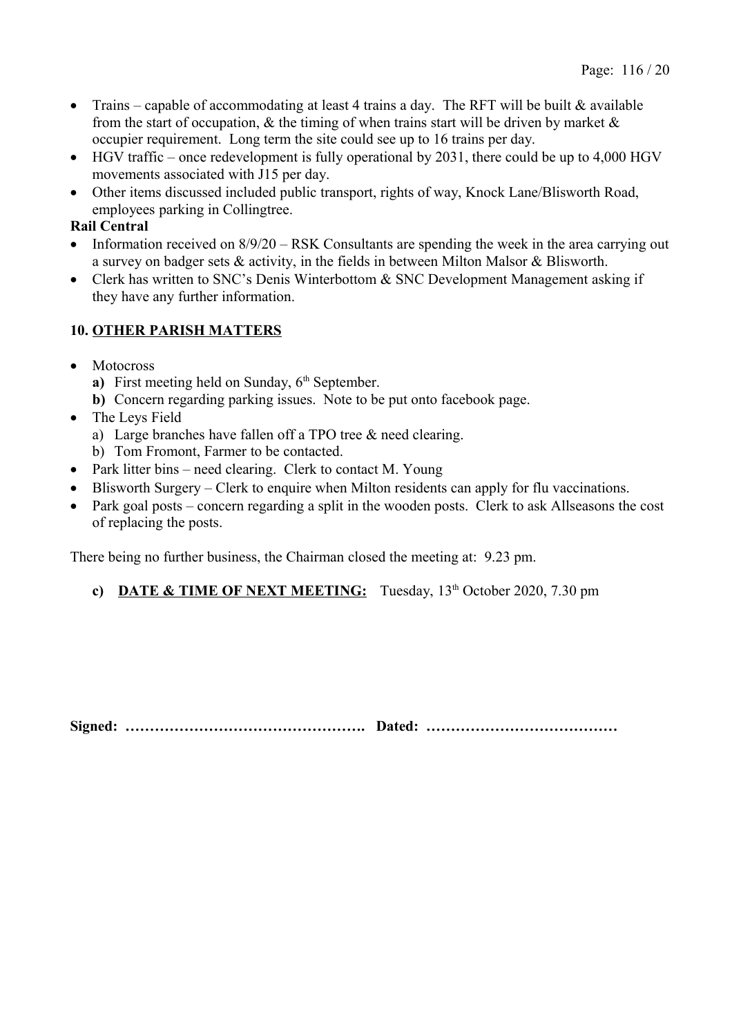- Trains – capable of accommodating at least 4 trains a day. The RFT will be built & available from the start of occupation, & the timing of when trains start will be driven by market & occupier requirement. Long term the site could see up to 16 trains per day.
- HGV traffic – once redevelopment is fully operational by 2031, there could be up to 4,000 HGV movements associated with J15 per day.
- Other items discussed included public transport, rights of way, Knock Lane/Blisworth Road, employees parking in Collingtree.

**Rail Central**

- Information received on 8/9/20 – RSK Consultants are spending the week in the area carrying out a survey on badger sets & activity, in the fields in between Milton Malsor & Blisworth.
- Clerk has written to SNC's Denis Winterbottom & SNC Development Management asking if they have any further information.

**10. <u>OTHER PARISH MATTERS</u>**

- Motocross
  - **a)** First meeting held on Sunday, 6th September.
  - **b)** Concern regarding parking issues. Note to be put onto facebook page.
- The Leys Field
  - a) Large branches have fallen off a TPO tree & need clearing.
  - b) Tom Fromont, Farmer to be contacted.
- Park litter bins – need clearing. Clerk to contact M. Young
- Blisworth Surgery – Clerk to enquire when Milton residents can apply for flu vaccinations.
- Park goal posts – concern regarding a split in the wooden posts. Clerk to ask Allseasons the cost of replacing the posts.

There being no further business, the Chairman closed the meeting at: 9.23 pm.

**c) <u>DATE & TIME OF NEXT MEETING:</u>** Tuesday, 13th October 2020, 7.30 pm

**Signed: …………………………………………. Dated: …………………………………**